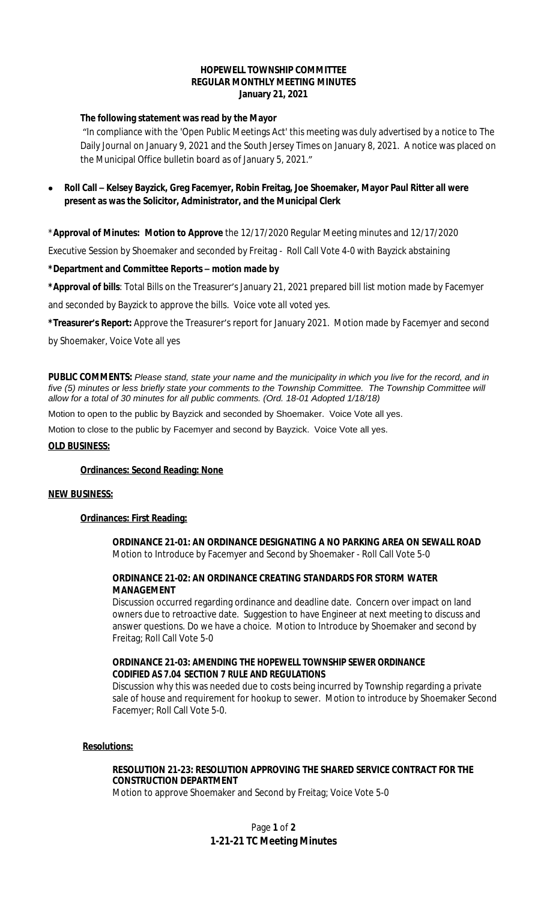**HOPEWELL TOWNSHIP COMMITTEE**
**REGULAR MONTHLY MEETING MINUTES**
**January 21, 2021**

**The following statement was read by the Mayor**

"In compliance with the 'Open Public Meetings Act' this meeting was duly advertised by a notice to The Daily Journal on January 9, 2021 and the South Jersey Times on January 8, 2021. A notice was placed on the Municipal Office bulletin board as of January 5, 2021."

- **Roll Call – Kelsey Bayzick, Greg Facemyer, Robin Freitag, Joe Shoemaker, Mayor Paul Ritter all were present as was the Solicitor, Administrator, and the Municipal Clerk**

***Approval of Minutes: Motion to Approve** the 12/17/2020 Regular Meeting minutes and 12/17/2020 Executive Session by Shoemaker and seconded by Freitag - Roll Call Vote 4-0 with Bayzick abstaining

***Department and Committee Reports – motion made by**

***Approval of bills**: Total Bills on the Treasurer's January 21, 2021 prepared bill list motion made by Facemyer and seconded by Bayzick to approve the bills. Voice vote all voted yes.

***Treasurer's Report:** Approve the Treasurer's report for January 2021. Motion made by Facemyer and second by Shoemaker, Voice Vote all yes

**PUBLIC COMMENTS:** *Please stand, state your name and the municipality in which you live for the record, and in five (5) minutes or less briefly state your comments to the Township Committee. The Township Committee will allow for a total of 30 minutes for all public comments. (Ord. 18-01 Adopted 1/18/18)*

Motion to open to the public by Bayzick and seconded by Shoemaker. Voice Vote all yes.

Motion to close to the public by Facemyer and second by Bayzick. Voice Vote all yes.

**OLD BUSINESS:**

**Ordinances: Second Reading: None**

**NEW BUSINESS:**

**Ordinances: First Reading:**

**ORDINANCE 21-01: AN ORDINANCE DESIGNATING A NO PARKING AREA ON SEWALL ROAD**
Motion to Introduce by Facemyer and Second by Shoemaker - Roll Call Vote 5-0

**ORDINANCE 21-02: AN ORDINANCE CREATING STANDARDS FOR STORM WATER MANAGEMENT**
Discussion occurred regarding ordinance and deadline date. Concern over impact on land owners due to retroactive date. Suggestion to have Engineer at next meeting to discuss and answer questions. Do we have a choice. Motion to Introduce by Shoemaker and second by Freitag; Roll Call Vote 5-0

**ORDINANCE 21-03: AMENDING THE HOPEWELL TOWNSHIP SEWER ORDINANCE CODIFIED AS 7.04 SECTION 7 RULE AND REGULATIONS**
Discussion why this was needed due to costs being incurred by Township regarding a private sale of house and requirement for hookup to sewer. Motion to introduce by Shoemaker Second Facemyer; Roll Call Vote 5-0.

**Resolutions:**

**RESOLUTION 21-23: RESOLUTION APPROVING THE SHARED SERVICE CONTRACT FOR THE CONSTRUCTION DEPARTMENT**
Motion to approve Shoemaker and Second by Freitag; Voice Vote 5-0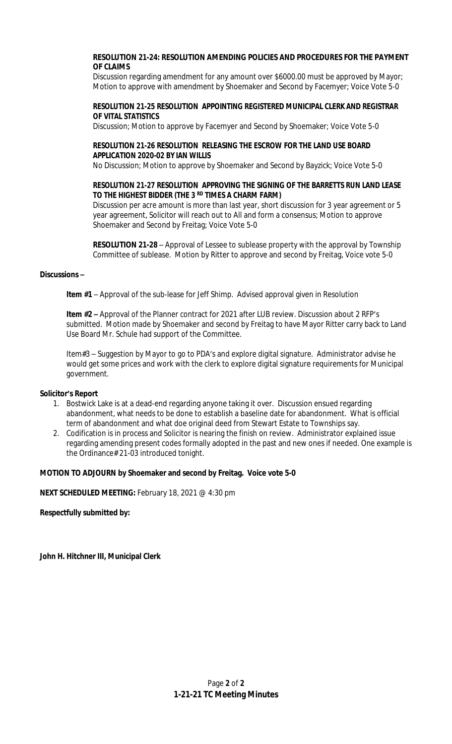**RESOLUTION 21-24: RESOLUTION AMENDING POLICIES AND PROCEDURES FOR THE PAYMENT OF CLAIMS**

Discussion regarding amendment for any amount over $6000.00 must be approved by Mayor; Motion to approve with amendment by Shoemaker and Second by Facemyer; Voice Vote 5-0

**RESOLUTION 21-25 RESOLUTION APPOINTING REGISTERED MUNICIPAL CLERK AND REGISTRAR OF VITAL STATISTICS**

Discussion; Motion to approve by Facemyer and Second by Shoemaker; Voice Vote 5-0

**RESOLUTION 21-26 RESOLUTION RELEASING THE ESCROW FOR THE LAND USE BOARD APPLICATION 2020-02 BY IAN WILLIS**

No Discussion; Motion to approve by Shoemaker and Second by Bayzick; Voice Vote 5-0

**RESOLUTION 21-27 RESOLUTION APPROVING THE SIGNING OF THE BARRETTS RUN LAND LEASE TO THE HIGHEST BIDDER (THE 3 RD TIMES A CHARM FARM)**

Discussion per acre amount is more than last year, short discussion for 3 year agreement or 5 year agreement, Solicitor will reach out to All and form a consensus; Motion to approve Shoemaker and Second by Freitag; Voice Vote 5-0

**RESOLUTION 21-28** – Approval of Lessee to sublease property with the approval by Township Committee of sublease. Motion by Ritter to approve and second by Freitag, Voice vote 5-0

**Discussions –**

**Item #1** – Approval of the sub-lease for Jeff Shimp. Advised approval given in Resolution

**Item #2 –** Approval of the Planner contract for 2021 after LUB review. Discussion about 2 RFP's submitted. Motion made by Shoemaker and second by Freitag to have Mayor Ritter carry back to Land Use Board Mr. Schule had support of the Committee.

Item#3 – Suggestion by Mayor to go to PDA's and explore digital signature. Administrator advise he would get some prices and work with the clerk to explore digital signature requirements for Municipal government.

**Solicitor's Report**

1. Bostwick Lake is at a dead-end regarding anyone taking it over. Discussion ensued regarding abandonment, what needs to be done to establish a baseline date for abandonment. What is official term of abandonment and what doe original deed from Stewart Estate to Townships say.
2. Codification is in process and Solicitor is nearing the finish on review. Administrator explained issue regarding amending present codes formally adopted in the past and new ones if needed. One example is the Ordinance# 21-03 introduced tonight.

**MOTION TO ADJOURN by Shoemaker and second by Freitag. Voice vote 5-0**

**NEXT SCHEDULED MEETING:** February 18, 2021 @ 4:30 pm

**Respectfully submitted by:**

**John H. Hitchner III, Municipal Clerk**